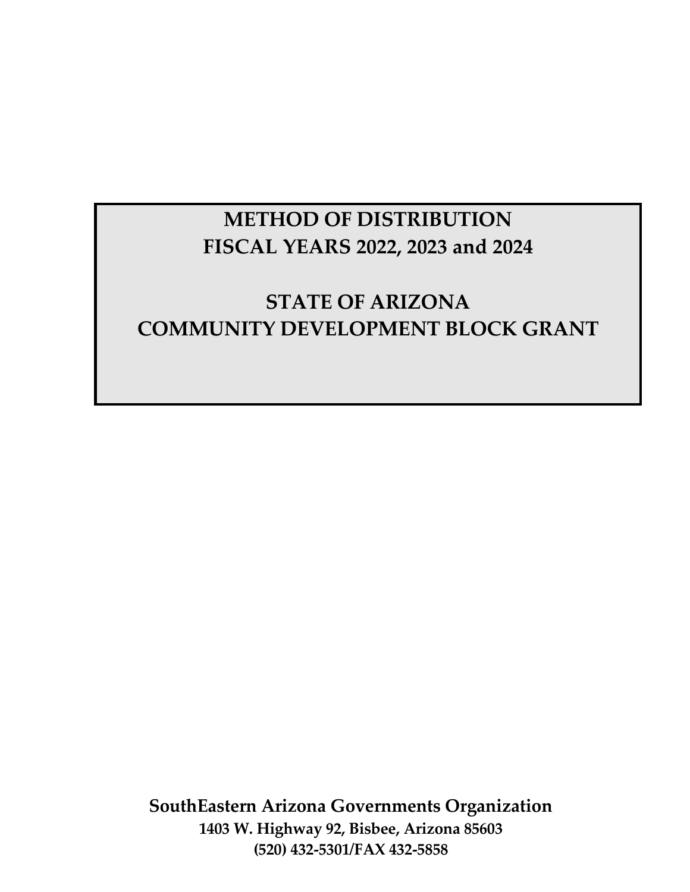# METHOD OF DISTRIBUTION
# FISCAL YEARS 2022, 2023 and 2024

# STATE OF ARIZONA
# COMMUNITY DEVELOPMENT BLOCK GRANT

**SouthEastern Arizona Governments Organization**

**1403 W. Highway 92, Bisbee, Arizona 85603**

**(520) 432-5301/FAX 432-5858**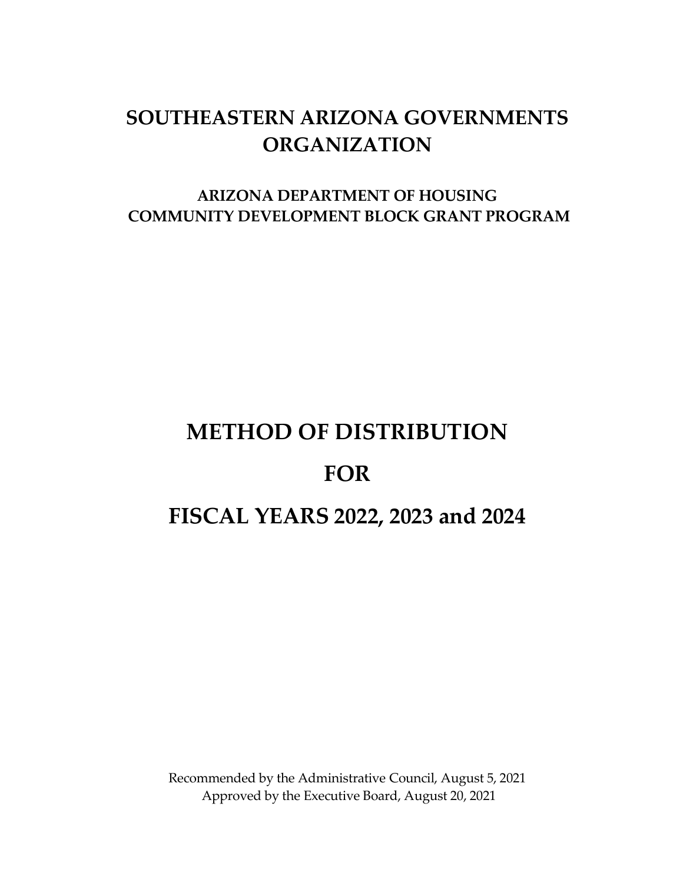# SOUTHEASTERN ARIZONA GOVERNMENTS ORGANIZATION

## ARIZONA DEPARTMENT OF HOUSING
## COMMUNITY DEVELOPMENT BLOCK GRANT PROGRAM

# METHOD OF DISTRIBUTION

# FOR

# FISCAL YEARS 2022, 2023 and 2024

Recommended by the Administrative Council, August 5, 2021
Approved by the Executive Board, August 20, 2021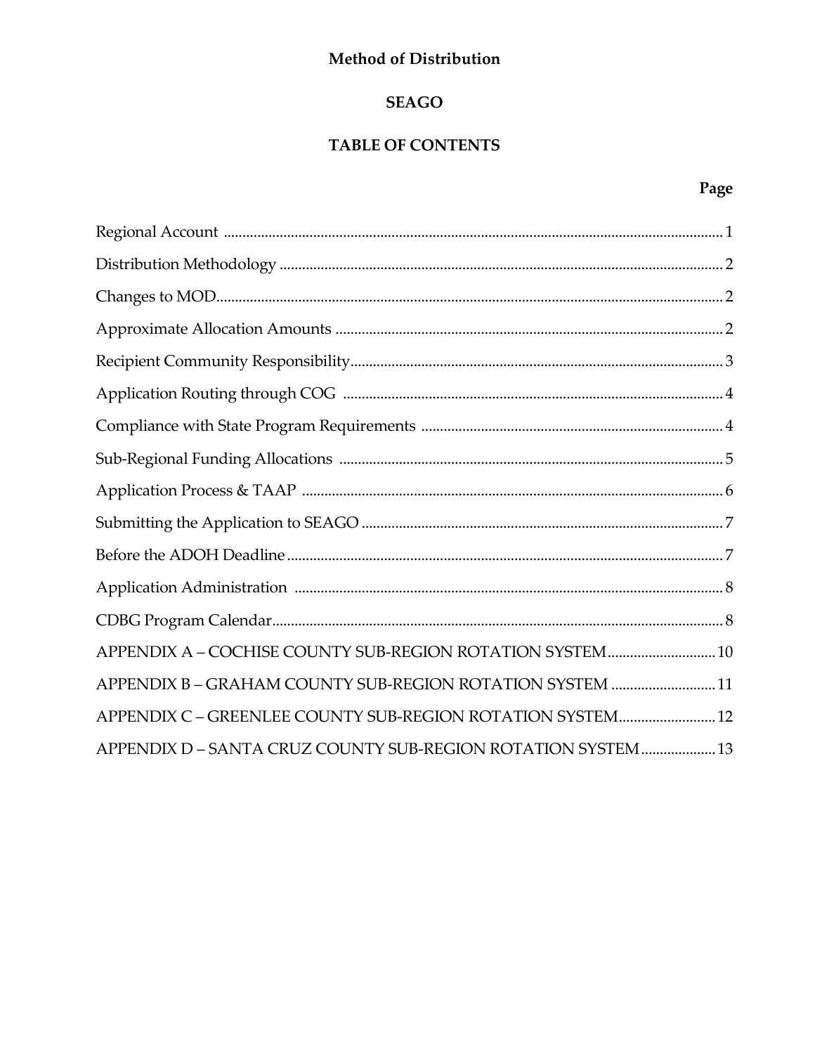**Method of Distribution**

**SEAGO**

**TABLE OF CONTENTS**

| | Page |
|---|---|
| Regional Account | 1 |
| Distribution Methodology | 2 |
| Changes to MOD | 2 |
| Approximate Allocation Amounts | 2 |
| Recipient Community Responsibility | 3 |
| Application Routing through COG | 4 |
| Compliance with State Program Requirements | 4 |
| Sub-Regional Funding Allocations | 5 |
| Application Process & TAAP | 6 |
| Submitting the Application to SEAGO | 7 |
| Before the ADOH Deadline | 7 |
| Application Administration | 8 |
| CDBG Program Calendar | 8 |
| APPENDIX A – COCHISE COUNTY SUB-REGION ROTATION SYSTEM | 10 |
| APPENDIX B – GRAHAM COUNTY SUB-REGION ROTATION SYSTEM | 11 |
| APPENDIX C – GREENLEE COUNTY SUB-REGION ROTATION SYSTEM | 12 |
| APPENDIX D – SANTA CRUZ COUNTY SUB-REGION ROTATION SYSTEM | 13 |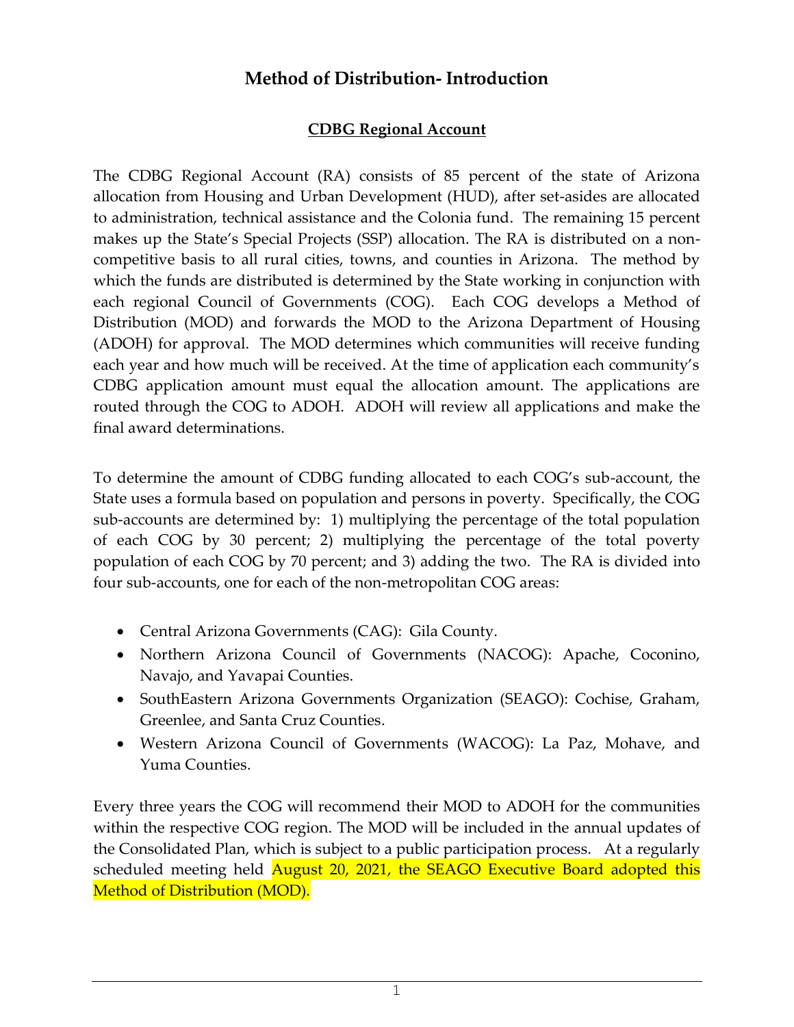# Method of Distribution- Introduction

## CDBG Regional Account

The CDBG Regional Account (RA) consists of 85 percent of the state of Arizona allocation from Housing and Urban Development (HUD), after set-asides are allocated to administration, technical assistance and the Colonia fund. The remaining 15 percent makes up the State's Special Projects (SSP) allocation. The RA is distributed on a non-competitive basis to all rural cities, towns, and counties in Arizona. The method by which the funds are distributed is determined by the State working in conjunction with each regional Council of Governments (COG). Each COG develops a Method of Distribution (MOD) and forwards the MOD to the Arizona Department of Housing (ADOH) for approval. The MOD determines which communities will receive funding each year and how much will be received. At the time of application each community's CDBG application amount must equal the allocation amount. The applications are routed through the COG to ADOH. ADOH will review all applications and make the final award determinations.

To determine the amount of CDBG funding allocated to each COG's sub-account, the State uses a formula based on population and persons in poverty. Specifically, the COG sub-accounts are determined by: 1) multiplying the percentage of the total population of each COG by 30 percent; 2) multiplying the percentage of the total poverty population of each COG by 70 percent; and 3) adding the two. The RA is divided into four sub-accounts, one for each of the non-metropolitan COG areas:

- Central Arizona Governments (CAG): Gila County.
- Northern Arizona Council of Governments (NACOG): Apache, Coconino, Navajo, and Yavapai Counties.
- SouthEastern Arizona Governments Organization (SEAGO): Cochise, Graham, Greenlee, and Santa Cruz Counties.
- Western Arizona Council of Governments (WACOG): La Paz, Mohave, and Yuma Counties.

Every three years the COG will recommend their MOD to ADOH for the communities within the respective COG region. The MOD will be included in the annual updates of the Consolidated Plan, which is subject to a public participation process. At a regularly scheduled meeting held August 20, 2021, the SEAGO Executive Board adopted this Method of Distribution (MOD).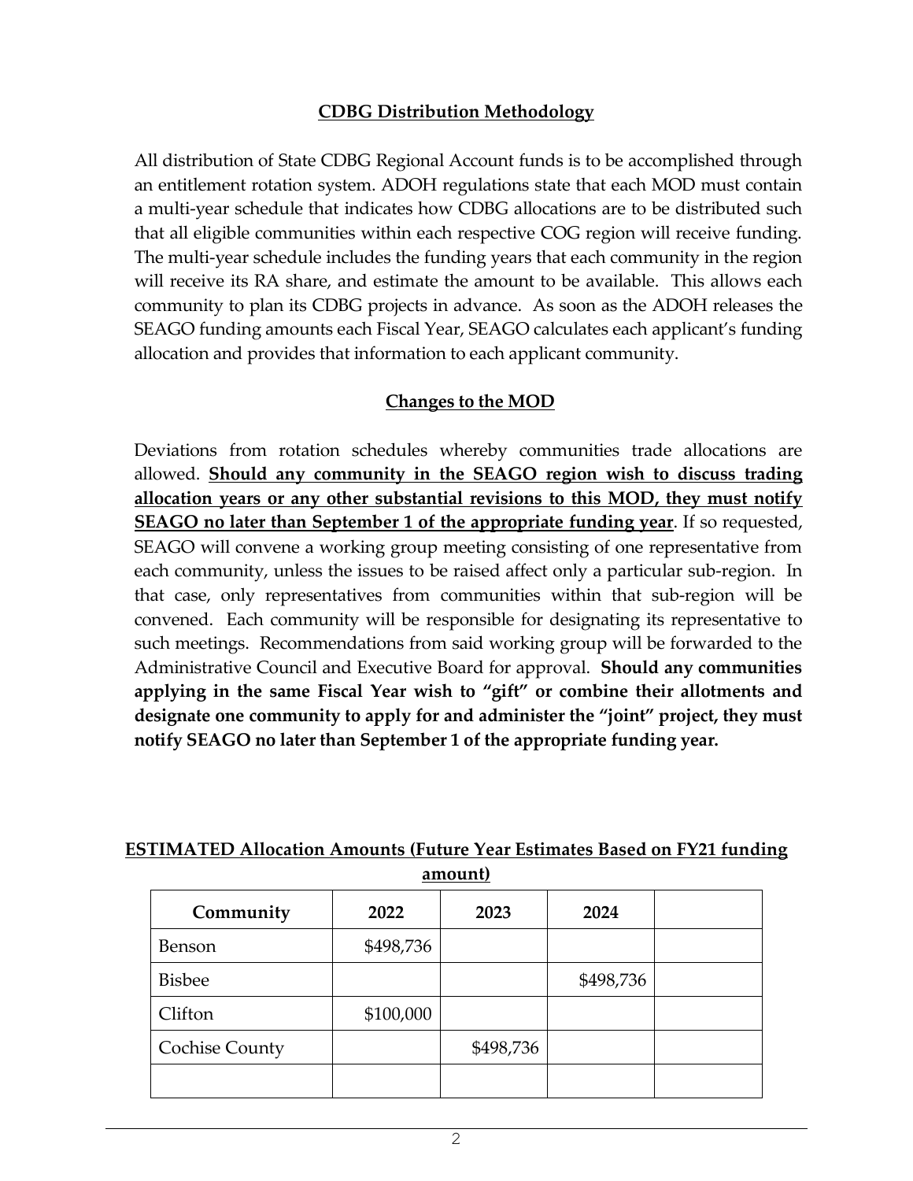## CDBG Distribution Methodology

All distribution of State CDBG Regional Account funds is to be accomplished through an entitlement rotation system. ADOH regulations state that each MOD must contain a multi-year schedule that indicates how CDBG allocations are to be distributed such that all eligible communities within each respective COG region will receive funding. The multi-year schedule includes the funding years that each community in the region will receive its RA share, and estimate the amount to be available. This allows each community to plan its CDBG projects in advance. As soon as the ADOH releases the SEAGO funding amounts each Fiscal Year, SEAGO calculates each applicant's funding allocation and provides that information to each applicant community.

## Changes to the MOD

Deviations from rotation schedules whereby communities trade allocations are allowed. **Should any community in the SEAGO region wish to discuss trading allocation years or any other substantial revisions to this MOD, they must notify SEAGO no later than September 1 of the appropriate funding year**. If so requested, SEAGO will convene a working group meeting consisting of one representative from each community, unless the issues to be raised affect only a particular sub-region. In that case, only representatives from communities within that sub-region will be convened. Each community will be responsible for designating its representative to such meetings. Recommendations from said working group will be forwarded to the Administrative Council and Executive Board for approval. **Should any communities applying in the same Fiscal Year wish to "gift" or combine their allotments and designate one community to apply for and administer the "joint" project, they must notify SEAGO no later than September 1 of the appropriate funding year.**

**ESTIMATED Allocation Amounts (Future Year Estimates Based on FY21 funding amount)**

| Community | 2022 | 2023 | 2024 | |
|---|---|---|---|---|
| Benson | $498,736 | | | |
| Bisbee | | | $498,736 | |
| Clifton | $100,000 | | | |
| Cochise County | | $498,736 | | |
| | | | | |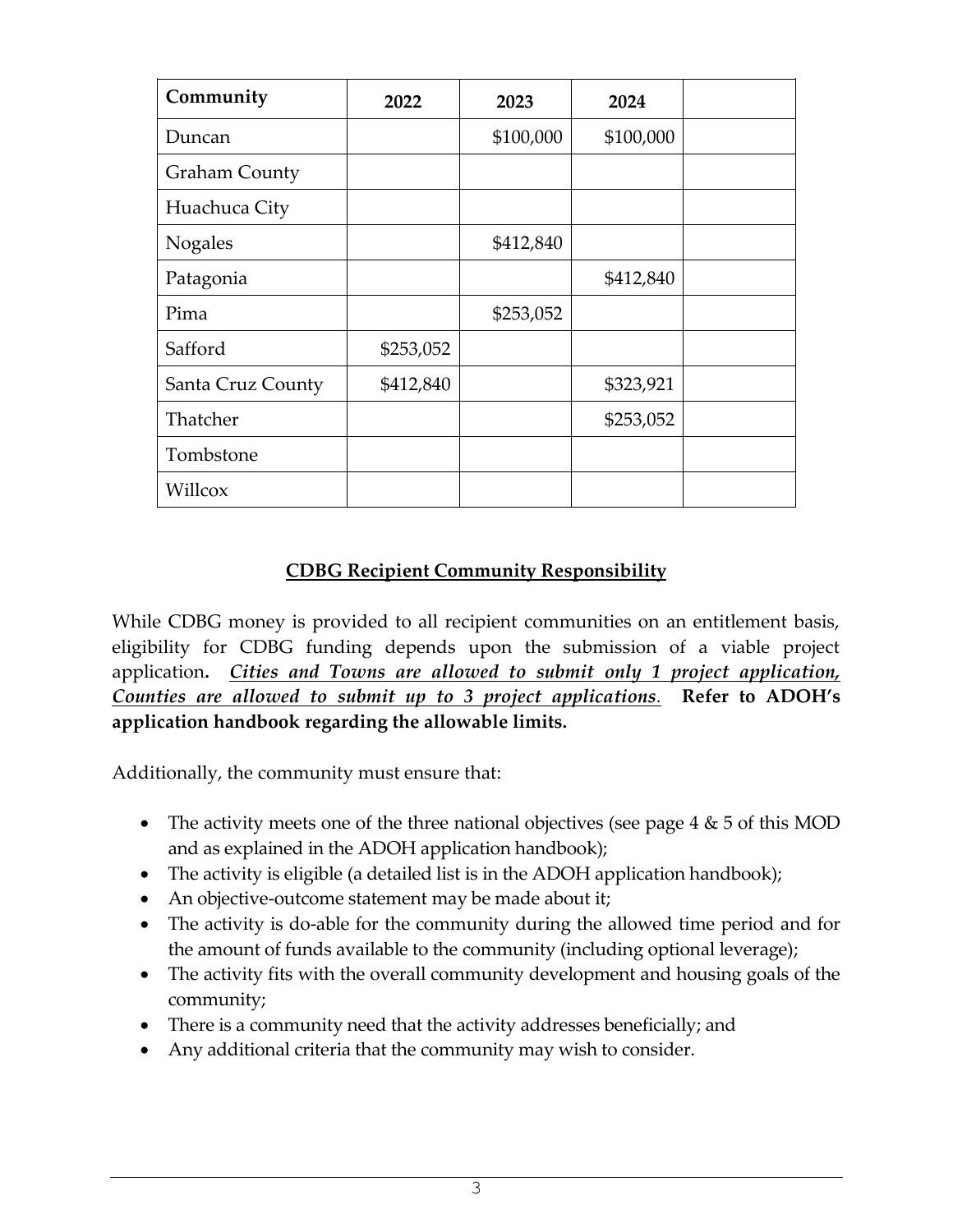| Community | 2022 | 2023 | 2024 | |
|---|---|---|---|---|
| Duncan | | $100,000 | $100,000 | |
| Graham County | | | | |
| Huachuca City | | | | |
| Nogales | | $412,840 | | |
| Patagonia | | | $412,840 | |
| Pima | | $253,052 | | |
| Safford | $253,052 | | | |
| Santa Cruz County | $412,840 | | $323,921 | |
| Thatcher | | | $253,052 | |
| Tombstone | | | | |
| Willcox | | | | |

## CDBG Recipient Community Responsibility

While CDBG money is provided to all recipient communities on an entitlement basis, eligibility for CDBG funding depends upon the submission of a viable project application**.** ***Cities and Towns are allowed to submit only 1 project application, Counties are allowed to submit up to 3 project applications****.* **Refer to ADOH's application handbook regarding the allowable limits.**

Additionally, the community must ensure that:

- The activity meets one of the three national objectives (see page 4 & 5 of this MOD and as explained in the ADOH application handbook);
- The activity is eligible (a detailed list is in the ADOH application handbook);
- An objective-outcome statement may be made about it;
- The activity is do-able for the community during the allowed time period and for the amount of funds available to the community (including optional leverage);
- The activity fits with the overall community development and housing goals of the community;
- There is a community need that the activity addresses beneficially; and
- Any additional criteria that the community may wish to consider.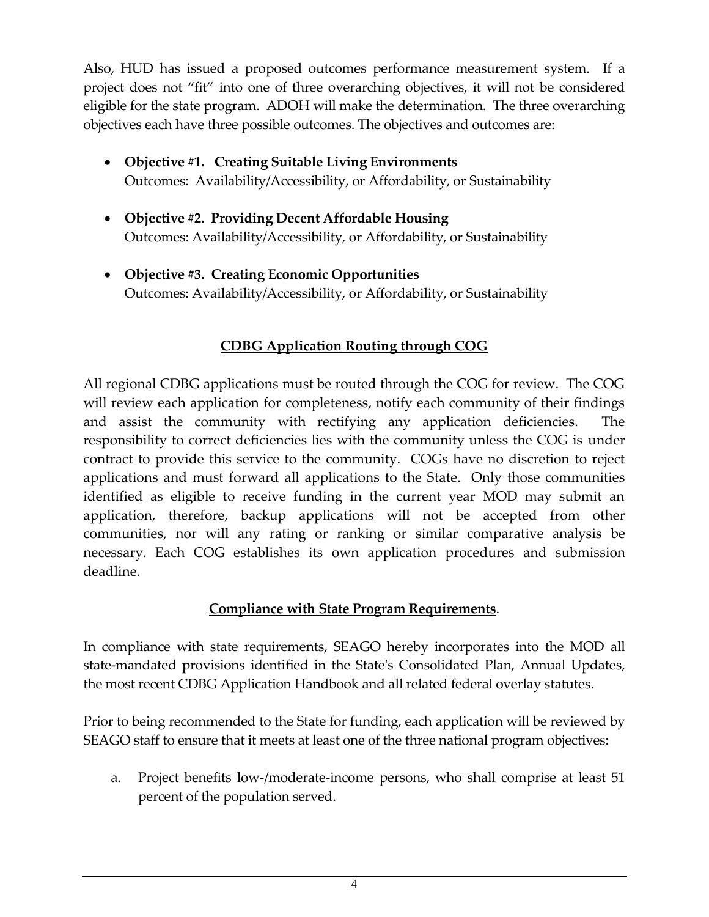Also, HUD has issued a proposed outcomes performance measurement system. If a project does not "fit" into one of three overarching objectives, it will not be considered eligible for the state program. ADOH will make the determination. The three overarching objectives each have three possible outcomes. The objectives and outcomes are:

- **Objective #1. Creating Suitable Living Environments**
  Outcomes: Availability/Accessibility, or Affordability, or Sustainability

- **Objective #2. Providing Decent Affordable Housing**
  Outcomes: Availability/Accessibility, or Affordability, or Sustainability

- **Objective #3. Creating Economic Opportunities**
  Outcomes: Availability/Accessibility, or Affordability, or Sustainability

## CDBG Application Routing through COG

All regional CDBG applications must be routed through the COG for review. The COG will review each application for completeness, notify each community of their findings and assist the community with rectifying any application deficiencies. The responsibility to correct deficiencies lies with the community unless the COG is under contract to provide this service to the community. COGs have no discretion to reject applications and must forward all applications to the State. Only those communities identified as eligible to receive funding in the current year MOD may submit an application, therefore, backup applications will not be accepted from other communities, nor will any rating or ranking or similar comparative analysis be necessary. Each COG establishes its own application procedures and submission deadline.

## Compliance with State Program Requirements.

In compliance with state requirements, SEAGO hereby incorporates into the MOD all state-mandated provisions identified in the State's Consolidated Plan, Annual Updates, the most recent CDBG Application Handbook and all related federal overlay statutes.

Prior to being recommended to the State for funding, each application will be reviewed by SEAGO staff to ensure that it meets at least one of the three national program objectives:

a. Project benefits low-/moderate-income persons, who shall comprise at least 51 percent of the population served.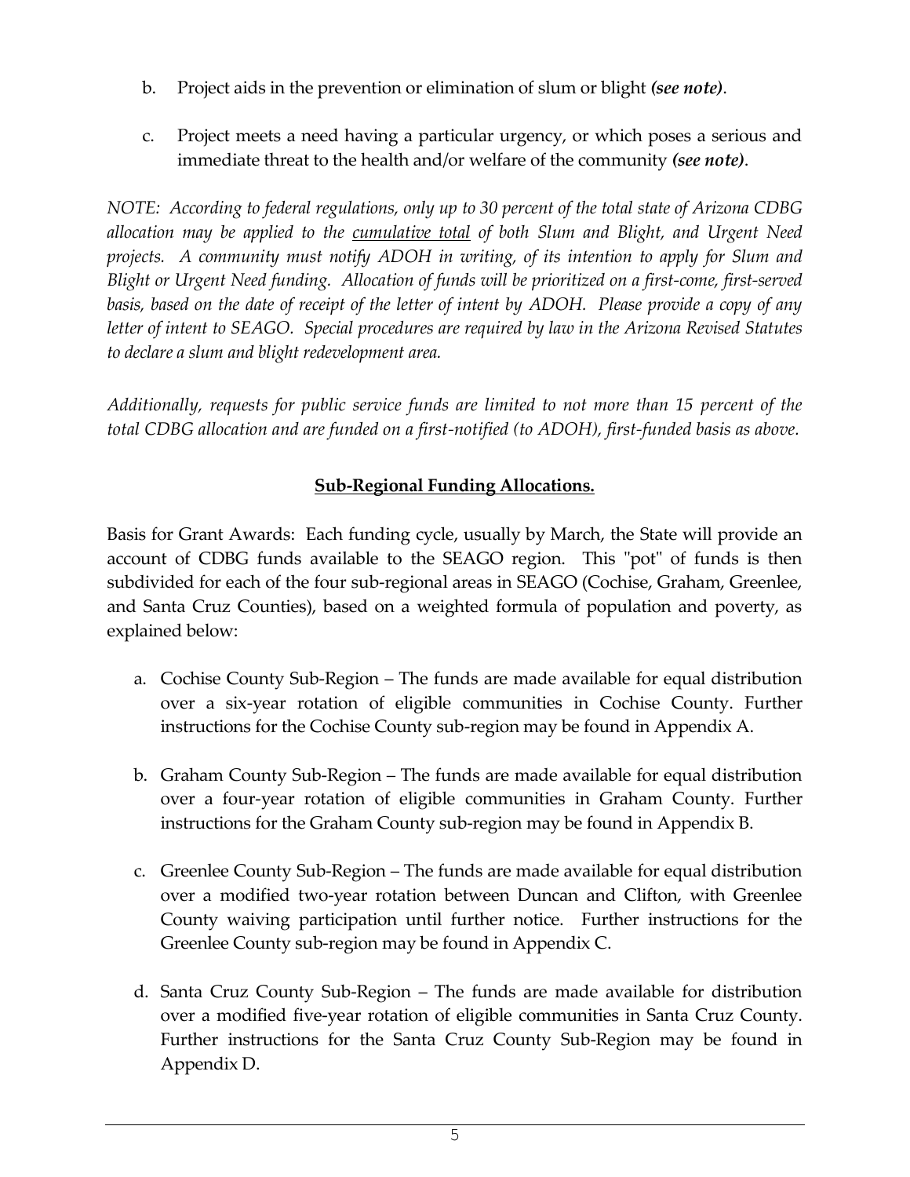b. Project aids in the prevention or elimination of slum or blight ***(see note)***.

c. Project meets a need having a particular urgency, or which poses a serious and immediate threat to the health and/or welfare of the community ***(see note)***.

*NOTE: According to federal regulations, only up to 30 percent of the total state of Arizona CDBG allocation may be applied to the <u>cumulative total</u> of both Slum and Blight, and Urgent Need projects. A community must notify ADOH in writing, of its intention to apply for Slum and Blight or Urgent Need funding. Allocation of funds will be prioritized on a first-come, first-served basis, based on the date of receipt of the letter of intent by ADOH. Please provide a copy of any letter of intent to SEAGO. Special procedures are required by law in the Arizona Revised Statutes to declare a slum and blight redevelopment area.*

*Additionally, requests for public service funds are limited to not more than 15 percent of the total CDBG allocation and are funded on a first-notified (to ADOH), first-funded basis as above.*

## <u>**Sub-Regional Funding Allocations.**</u>

Basis for Grant Awards: Each funding cycle, usually by March, the State will provide an account of CDBG funds available to the SEAGO region. This "pot" of funds is then subdivided for each of the four sub-regional areas in SEAGO (Cochise, Graham, Greenlee, and Santa Cruz Counties), based on a weighted formula of population and poverty, as explained below:

a. Cochise County Sub-Region – The funds are made available for equal distribution over a six-year rotation of eligible communities in Cochise County. Further instructions for the Cochise County sub-region may be found in Appendix A.

b. Graham County Sub-Region – The funds are made available for equal distribution over a four-year rotation of eligible communities in Graham County. Further instructions for the Graham County sub-region may be found in Appendix B.

c. Greenlee County Sub-Region – The funds are made available for equal distribution over a modified two-year rotation between Duncan and Clifton, with Greenlee County waiving participation until further notice. Further instructions for the Greenlee County sub-region may be found in Appendix C.

d. Santa Cruz County Sub-Region – The funds are made available for distribution over a modified five-year rotation of eligible communities in Santa Cruz County. Further instructions for the Santa Cruz County Sub-Region may be found in Appendix D.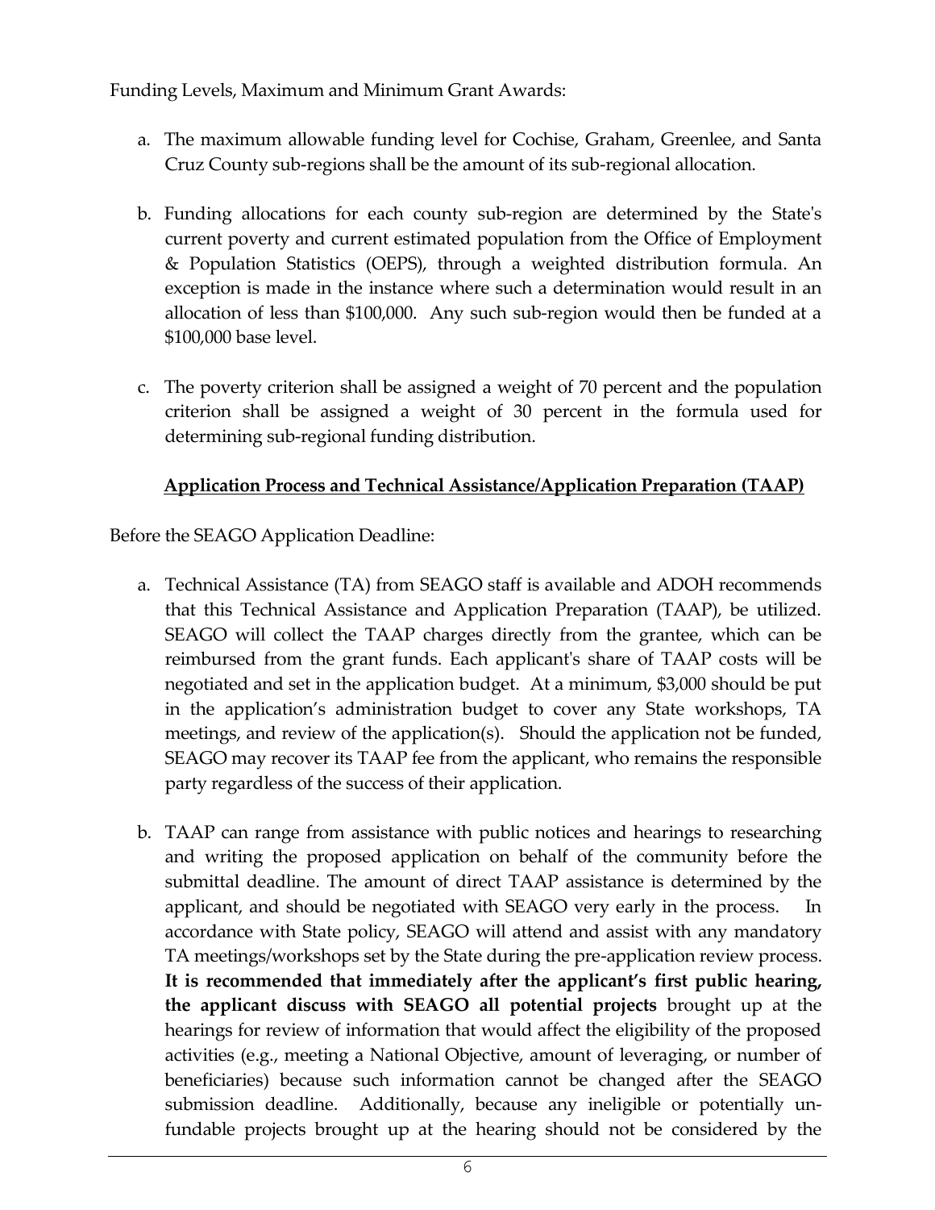Funding Levels, Maximum and Minimum Grant Awards:

a. The maximum allowable funding level for Cochise, Graham, Greenlee, and Santa Cruz County sub-regions shall be the amount of its sub-regional allocation.

b. Funding allocations for each county sub-region are determined by the State's current poverty and current estimated population from the Office of Employment & Population Statistics (OEPS), through a weighted distribution formula. An exception is made in the instance where such a determination would result in an allocation of less than $100,000. Any such sub-region would then be funded at a $100,000 base level.

c. The poverty criterion shall be assigned a weight of 70 percent and the population criterion shall be assigned a weight of 30 percent in the formula used for determining sub-regional funding distribution.

## **Application Process and Technical Assistance/Application Preparation (TAAP)**

Before the SEAGO Application Deadline:

a. Technical Assistance (TA) from SEAGO staff is available and ADOH recommends that this Technical Assistance and Application Preparation (TAAP), be utilized. SEAGO will collect the TAAP charges directly from the grantee, which can be reimbursed from the grant funds. Each applicant's share of TAAP costs will be negotiated and set in the application budget. At a minimum, $3,000 should be put in the application's administration budget to cover any State workshops, TA meetings, and review of the application(s). Should the application not be funded, SEAGO may recover its TAAP fee from the applicant, who remains the responsible party regardless of the success of their application.

b. TAAP can range from assistance with public notices and hearings to researching and writing the proposed application on behalf of the community before the submittal deadline. The amount of direct TAAP assistance is determined by the applicant, and should be negotiated with SEAGO very early in the process. In accordance with State policy, SEAGO will attend and assist with any mandatory TA meetings/workshops set by the State during the pre-application review process. **It is recommended that immediately after the applicant's first public hearing, the applicant discuss with SEAGO all potential projects** brought up at the hearings for review of information that would affect the eligibility of the proposed activities (e.g., meeting a National Objective, amount of leveraging, or number of beneficiaries) because such information cannot be changed after the SEAGO submission deadline. Additionally, because any ineligible or potentially un-fundable projects brought up at the hearing should not be considered by the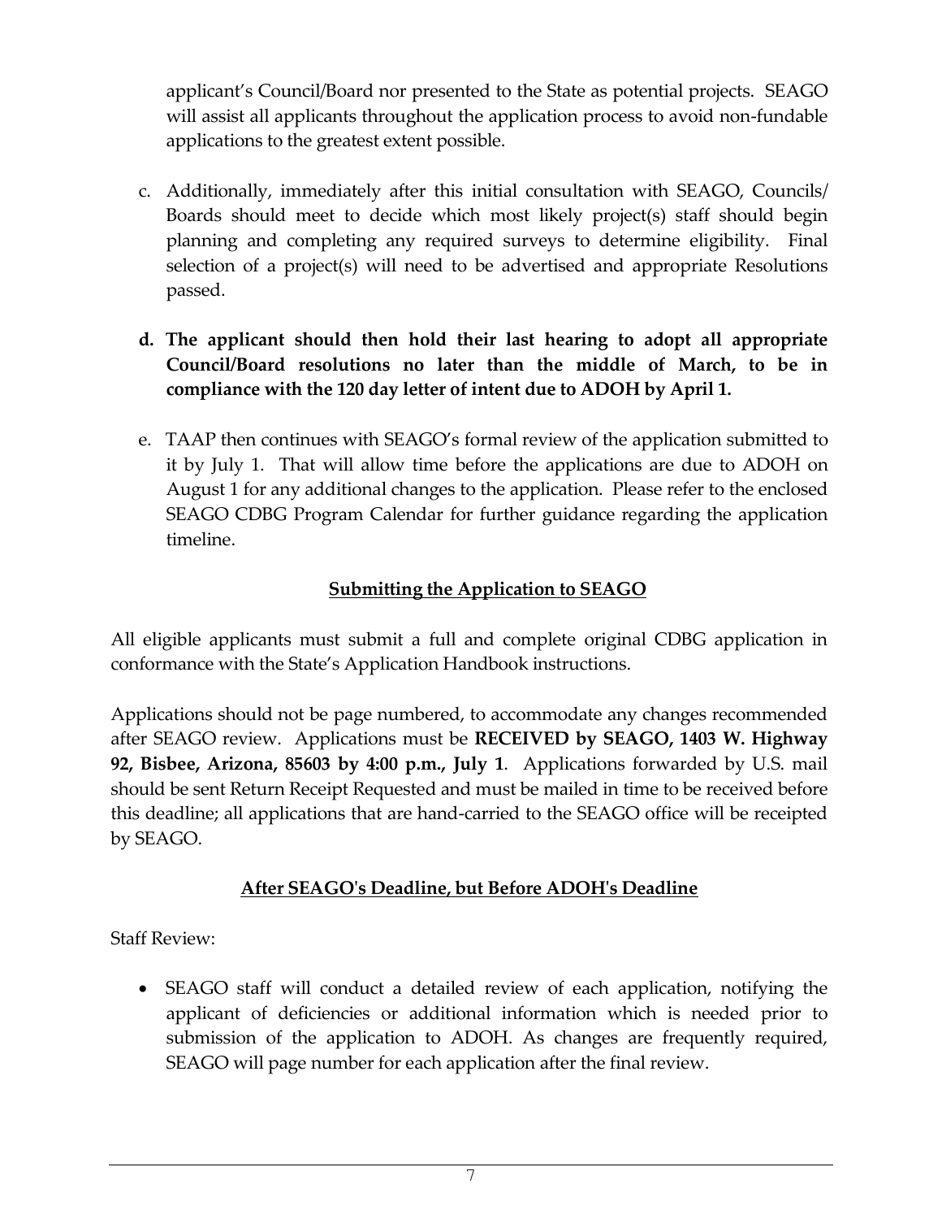applicant's Council/Board nor presented to the State as potential projects. SEAGO will assist all applicants throughout the application process to avoid non-fundable applications to the greatest extent possible.

c. Additionally, immediately after this initial consultation with SEAGO, Councils/ Boards should meet to decide which most likely project(s) staff should begin planning and completing any required surveys to determine eligibility. Final selection of a project(s) will need to be advertised and appropriate Resolutions passed.

**d. The applicant should then hold their last hearing to adopt all appropriate Council/Board resolutions no later than the middle of March, to be in compliance with the 120 day letter of intent due to ADOH by April 1.**

e. TAAP then continues with SEAGO's formal review of the application submitted to it by July 1. That will allow time before the applications are due to ADOH on August 1 for any additional changes to the application. Please refer to the enclosed SEAGO CDBG Program Calendar for further guidance regarding the application timeline.

## Submitting the Application to SEAGO

All eligible applicants must submit a full and complete original CDBG application in conformance with the State's Application Handbook instructions.

Applications should not be page numbered, to accommodate any changes recommended after SEAGO review. Applications must be **RECEIVED by SEAGO, 1403 W. Highway 92, Bisbee, Arizona, 85603 by 4:00 p.m., July 1**. Applications forwarded by U.S. mail should be sent Return Receipt Requested and must be mailed in time to be received before this deadline; all applications that are hand-carried to the SEAGO office will be receipted by SEAGO.

## After SEAGO's Deadline, but Before ADOH's Deadline

Staff Review:

- SEAGO staff will conduct a detailed review of each application, notifying the applicant of deficiencies or additional information which is needed prior to submission of the application to ADOH. As changes are frequently required, SEAGO will page number for each application after the final review.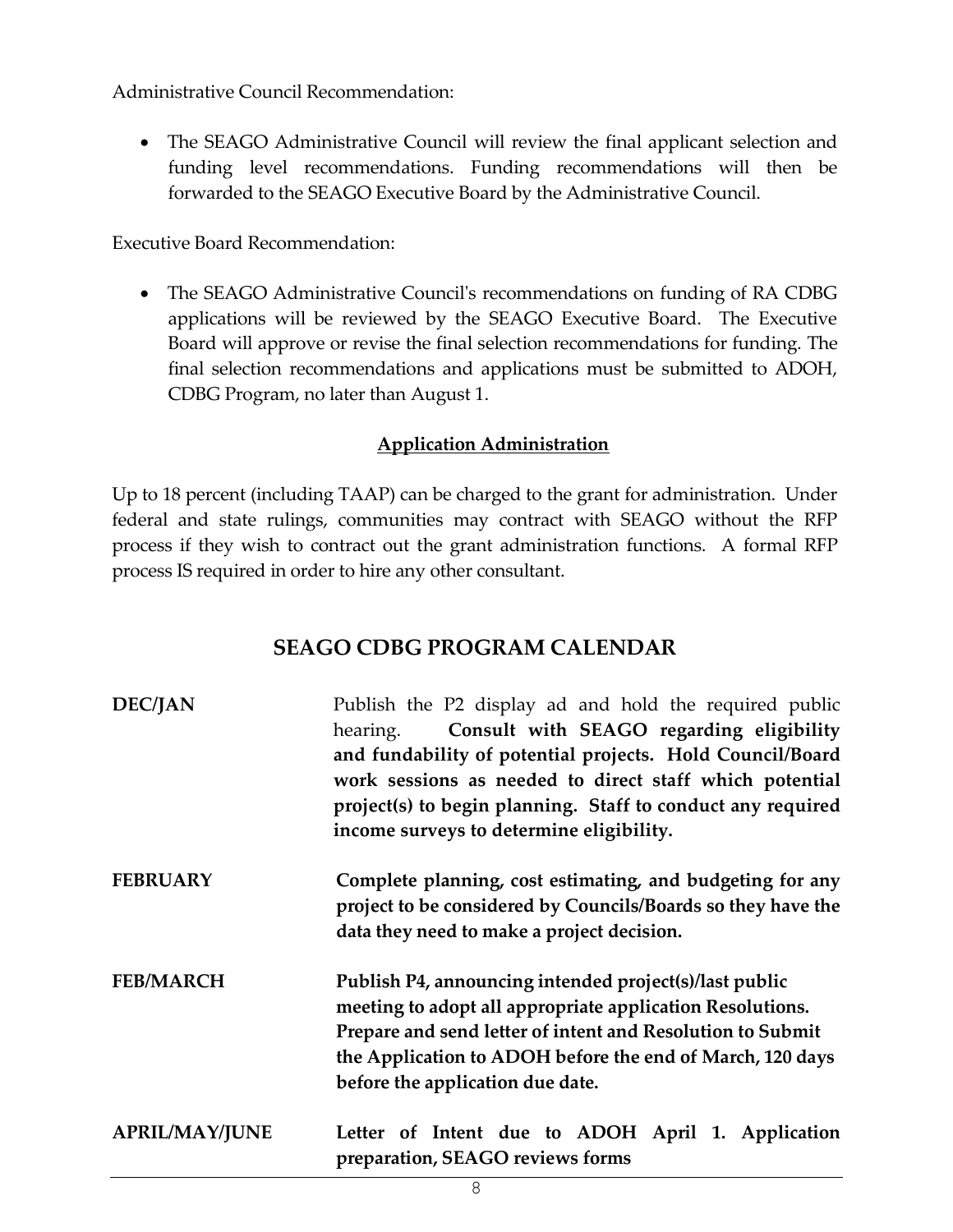Administrative Council Recommendation:

- The SEAGO Administrative Council will review the final applicant selection and funding level recommendations. Funding recommendations will then be forwarded to the SEAGO Executive Board by the Administrative Council.

Executive Board Recommendation:

- The SEAGO Administrative Council's recommendations on funding of RA CDBG applications will be reviewed by the SEAGO Executive Board. The Executive Board will approve or revise the final selection recommendations for funding. The final selection recommendations and applications must be submitted to ADOH, CDBG Program, no later than August 1.

**Application Administration**

Up to 18 percent (including TAAP) can be charged to the grant for administration. Under federal and state rulings, communities may contract with SEAGO without the RFP process if they wish to contract out the grant administration functions. A formal RFP process IS required in order to hire any other consultant.

## SEAGO CDBG PROGRAM CALENDAR

**DEC/JAN** — Publish the P2 display ad and hold the required public hearing. **Consult with SEAGO regarding eligibility and fundability of potential projects. Hold Council/Board work sessions as needed to direct staff which potential project(s) to begin planning. Staff to conduct any required income surveys to determine eligibility.**

**FEBRUARY** — **Complete planning, cost estimating, and budgeting for any project to be considered by Councils/Boards so they have the data they need to make a project decision.**

**FEB/MARCH** — **Publish P4, announcing intended project(s)/last public meeting to adopt all appropriate application Resolutions. Prepare and send letter of intent and Resolution to Submit the Application to ADOH before the end of March, 120 days before the application due date.**

**APRIL/MAY/JUNE** — **Letter of Intent due to ADOH April 1. Application preparation, SEAGO reviews forms**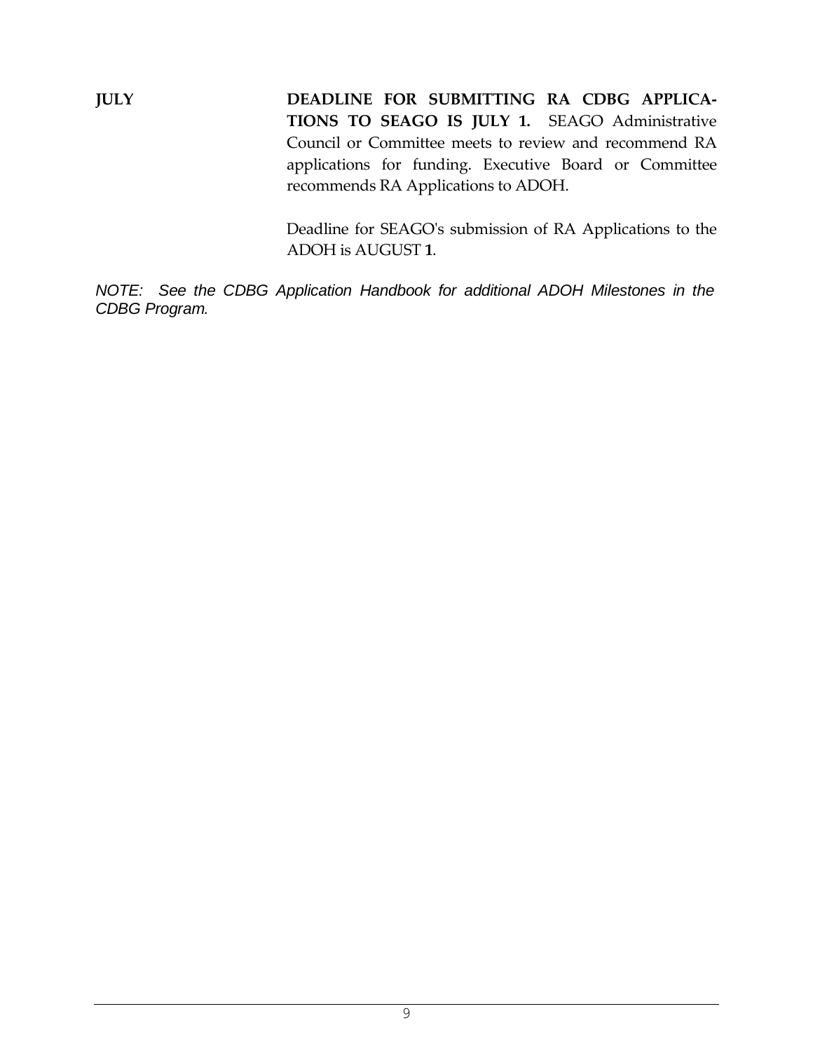**JULY**

**DEADLINE FOR SUBMITTING RA CDBG APPLICATIONS TO SEAGO IS JULY 1.** SEAGO Administrative Council or Committee meets to review and recommend RA applications for funding. Executive Board or Committee recommends RA Applications to ADOH.

Deadline for SEAGO's submission of RA Applications to the ADOH is AUGUST **1**.

*NOTE: See the CDBG Application Handbook for additional ADOH Milestones in the CDBG Program.*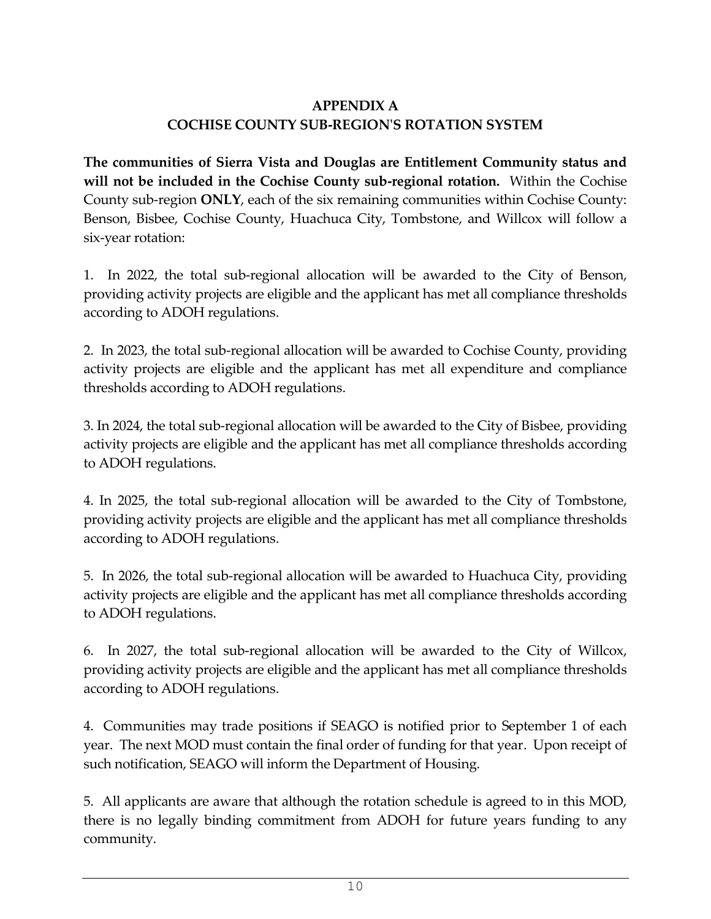# APPENDIX A
## COCHISE COUNTY SUB-REGION'S ROTATION SYSTEM

**The communities of Sierra Vista and Douglas are Entitlement Community status and will not be included in the Cochise County sub-regional rotation.** Within the Cochise County sub-region **ONLY**, each of the six remaining communities within Cochise County: Benson, Bisbee, Cochise County, Huachuca City, Tombstone, and Willcox will follow a six-year rotation:

1. In 2022, the total sub-regional allocation will be awarded to the City of Benson, providing activity projects are eligible and the applicant has met all compliance thresholds according to ADOH regulations.

2. In 2023, the total sub-regional allocation will be awarded to Cochise County, providing activity projects are eligible and the applicant has met all expenditure and compliance thresholds according to ADOH regulations.

3. In 2024, the total sub-regional allocation will be awarded to the City of Bisbee, providing activity projects are eligible and the applicant has met all compliance thresholds according to ADOH regulations.

4. In 2025, the total sub-regional allocation will be awarded to the City of Tombstone, providing activity projects are eligible and the applicant has met all compliance thresholds according to ADOH regulations.

5. In 2026, the total sub-regional allocation will be awarded to Huachuca City, providing activity projects are eligible and the applicant has met all compliance thresholds according to ADOH regulations.

6. In 2027, the total sub-regional allocation will be awarded to the City of Willcox, providing activity projects are eligible and the applicant has met all compliance thresholds according to ADOH regulations.

4. Communities may trade positions if SEAGO is notified prior to September 1 of each year. The next MOD must contain the final order of funding for that year. Upon receipt of such notification, SEAGO will inform the Department of Housing.

5. All applicants are aware that although the rotation schedule is agreed to in this MOD, there is no legally binding commitment from ADOH for future years funding to any community.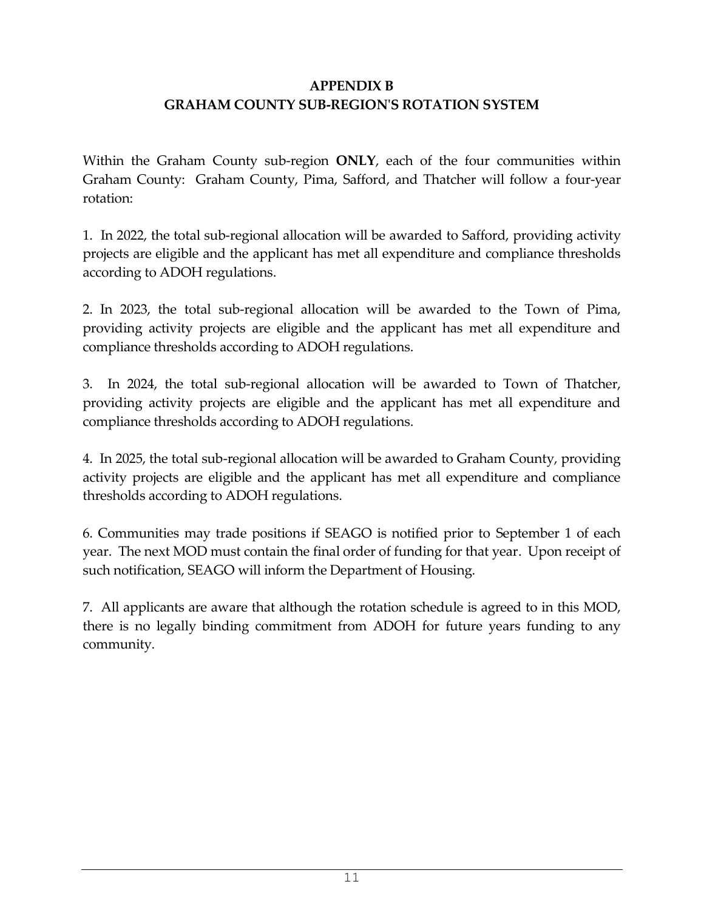# APPENDIX B
## GRAHAM COUNTY SUB-REGION'S ROTATION SYSTEM

Within the Graham County sub-region **ONLY**, each of the four communities within Graham County: Graham County, Pima, Safford, and Thatcher will follow a four-year rotation:

1. In 2022, the total sub-regional allocation will be awarded to Safford, providing activity projects are eligible and the applicant has met all expenditure and compliance thresholds according to ADOH regulations.

2. In 2023, the total sub-regional allocation will be awarded to the Town of Pima, providing activity projects are eligible and the applicant has met all expenditure and compliance thresholds according to ADOH regulations.

3. In 2024, the total sub-regional allocation will be awarded to Town of Thatcher, providing activity projects are eligible and the applicant has met all expenditure and compliance thresholds according to ADOH regulations.

4. In 2025, the total sub-regional allocation will be awarded to Graham County, providing activity projects are eligible and the applicant has met all expenditure and compliance thresholds according to ADOH regulations.

6. Communities may trade positions if SEAGO is notified prior to September 1 of each year. The next MOD must contain the final order of funding for that year. Upon receipt of such notification, SEAGO will inform the Department of Housing.

7. All applicants are aware that although the rotation schedule is agreed to in this MOD, there is no legally binding commitment from ADOH for future years funding to any community.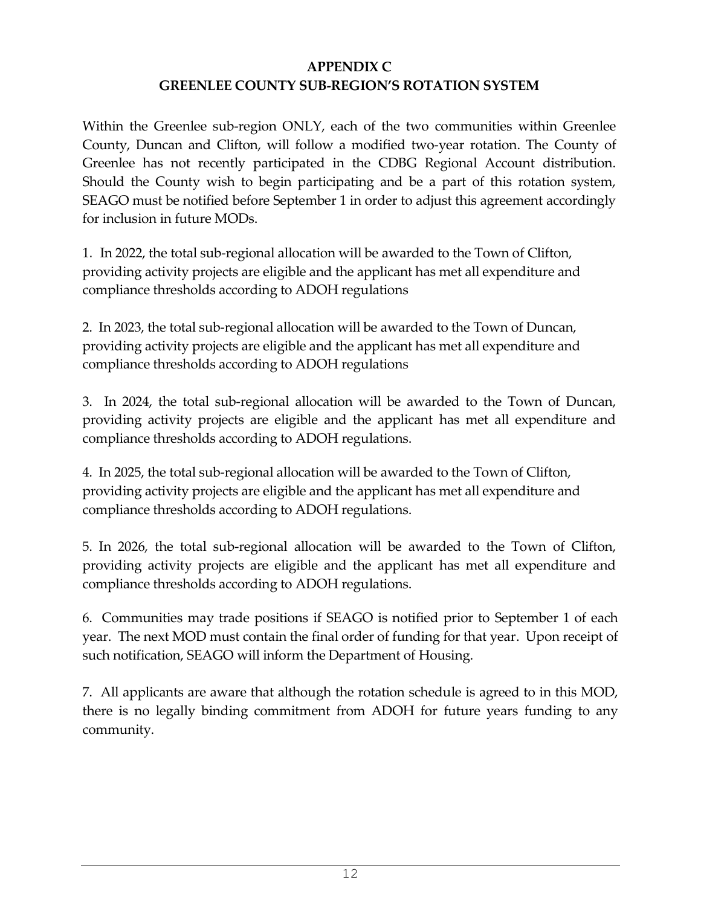# APPENDIX C
# GREENLEE COUNTY SUB-REGION'S ROTATION SYSTEM

Within the Greenlee sub-region ONLY, each of the two communities within Greenlee County, Duncan and Clifton, will follow a modified two-year rotation. The County of Greenlee has not recently participated in the CDBG Regional Account distribution. Should the County wish to begin participating and be a part of this rotation system, SEAGO must be notified before September 1 in order to adjust this agreement accordingly for inclusion in future MODs.

1. In 2022, the total sub-regional allocation will be awarded to the Town of Clifton, providing activity projects are eligible and the applicant has met all expenditure and compliance thresholds according to ADOH regulations

2. In 2023, the total sub-regional allocation will be awarded to the Town of Duncan, providing activity projects are eligible and the applicant has met all expenditure and compliance thresholds according to ADOH regulations

3. In 2024, the total sub-regional allocation will be awarded to the Town of Duncan, providing activity projects are eligible and the applicant has met all expenditure and compliance thresholds according to ADOH regulations.

4. In 2025, the total sub-regional allocation will be awarded to the Town of Clifton, providing activity projects are eligible and the applicant has met all expenditure and compliance thresholds according to ADOH regulations.

5. In 2026, the total sub-regional allocation will be awarded to the Town of Clifton, providing activity projects are eligible and the applicant has met all expenditure and compliance thresholds according to ADOH regulations.

6. Communities may trade positions if SEAGO is notified prior to September 1 of each year. The next MOD must contain the final order of funding for that year. Upon receipt of such notification, SEAGO will inform the Department of Housing.

7. All applicants are aware that although the rotation schedule is agreed to in this MOD, there is no legally binding commitment from ADOH for future years funding to any community.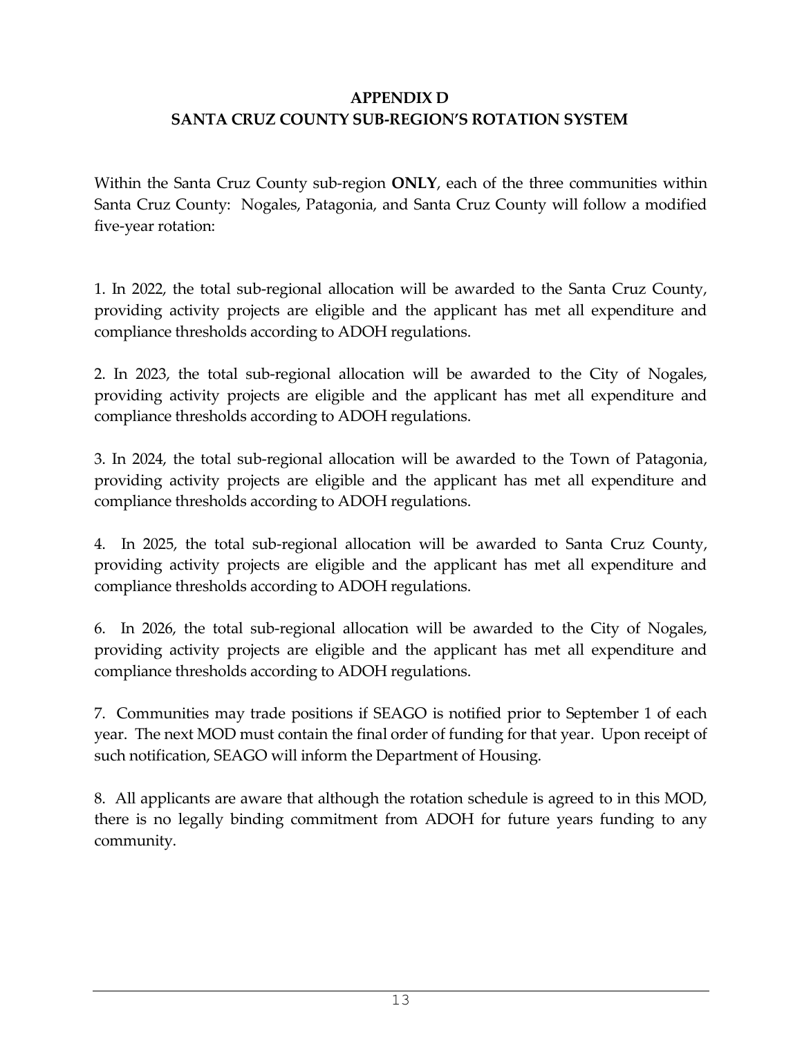# APPENDIX D
# SANTA CRUZ COUNTY SUB-REGION'S ROTATION SYSTEM

Within the Santa Cruz County sub-region **ONLY**, each of the three communities within Santa Cruz County: Nogales, Patagonia, and Santa Cruz County will follow a modified five-year rotation:

1. In 2022, the total sub-regional allocation will be awarded to the Santa Cruz County, providing activity projects are eligible and the applicant has met all expenditure and compliance thresholds according to ADOH regulations.

2. In 2023, the total sub-regional allocation will be awarded to the City of Nogales, providing activity projects are eligible and the applicant has met all expenditure and compliance thresholds according to ADOH regulations.

3. In 2024, the total sub-regional allocation will be awarded to the Town of Patagonia, providing activity projects are eligible and the applicant has met all expenditure and compliance thresholds according to ADOH regulations.

4. In 2025, the total sub-regional allocation will be awarded to Santa Cruz County, providing activity projects are eligible and the applicant has met all expenditure and compliance thresholds according to ADOH regulations.

6. In 2026, the total sub-regional allocation will be awarded to the City of Nogales, providing activity projects are eligible and the applicant has met all expenditure and compliance thresholds according to ADOH regulations.

7. Communities may trade positions if SEAGO is notified prior to September 1 of each year. The next MOD must contain the final order of funding for that year. Upon receipt of such notification, SEAGO will inform the Department of Housing.

8. All applicants are aware that although the rotation schedule is agreed to in this MOD, there is no legally binding commitment from ADOH for future years funding to any community.